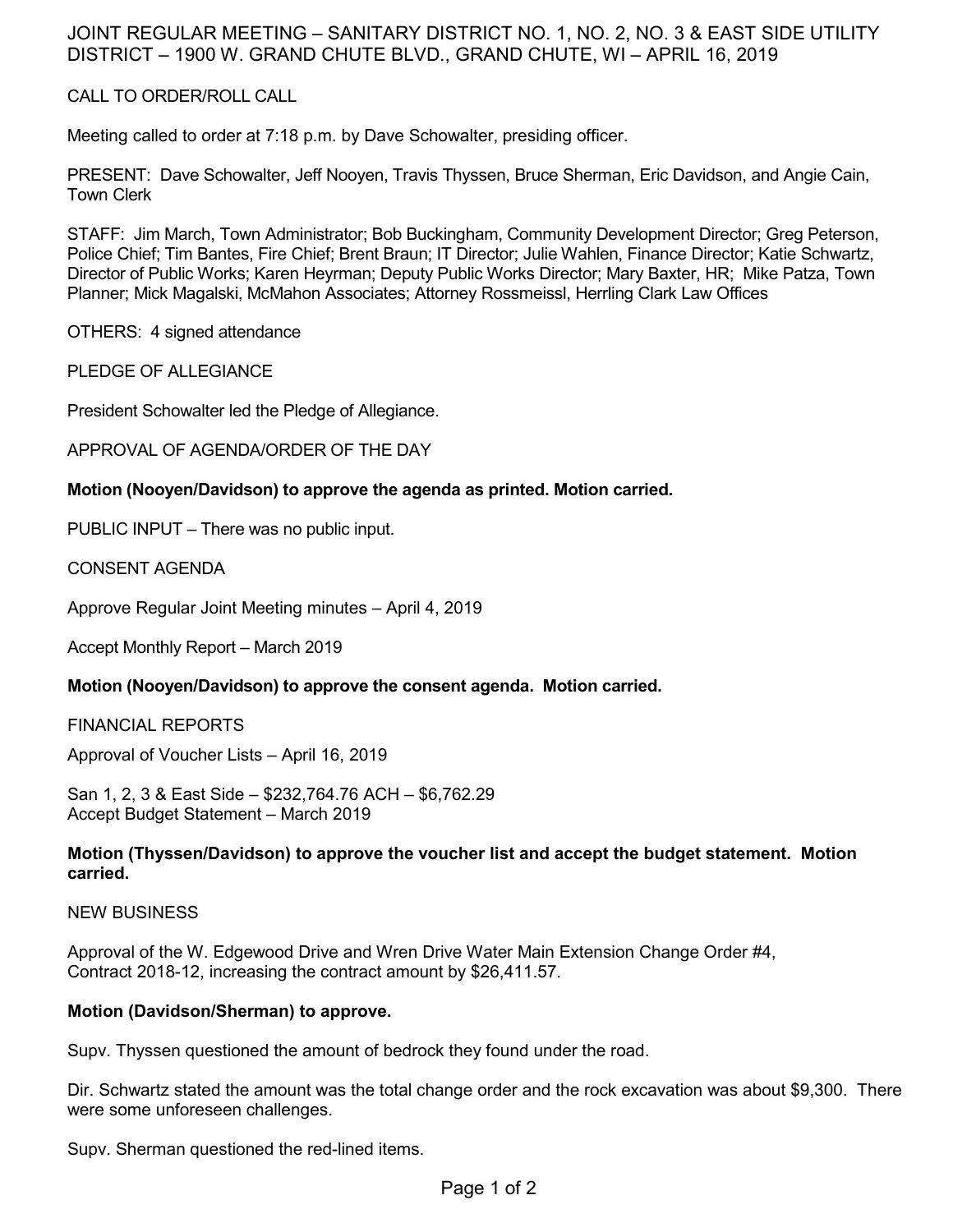JOINT REGULAR MEETING – SANITARY DISTRICT NO. 1, NO. 2, NO. 3 & EAST SIDE UTILITY DISTRICT – 1900 W. GRAND CHUTE BLVD., GRAND CHUTE, WI – APRIL 16, 2019

CALL TO ORDER/ROLL CALL

Meeting called to order at 7:18 p.m. by Dave Schowalter, presiding officer.

PRESENT: Dave Schowalter, Jeff Nooyen, Travis Thyssen, Bruce Sherman, Eric Davidson, and Angie Cain, Town Clerk

STAFF: Jim March, Town Administrator; Bob Buckingham, Community Development Director; Greg Peterson, Police Chief; Tim Bantes, Fire Chief; Brent Braun; IT Director; Julie Wahlen, Finance Director; Katie Schwartz, Director of Public Works; Karen Heyrman; Deputy Public Works Director; Mary Baxter, HR; Mike Patza, Town Planner; Mick Magalski, McMahon Associates; Attorney Rossmeissl, Herrling Clark Law Offices

OTHERS: 4 signed attendance

PLEDGE OF ALLEGIANCE

President Schowalter led the Pledge of Allegiance.

APPROVAL OF AGENDA/ORDER OF THE DAY

**Motion (Nooyen/Davidson) to approve the agenda as printed. Motion carried.**

PUBLIC INPUT – There was no public input.

CONSENT AGENDA

Approve Regular Joint Meeting minutes – April 4, 2019

Accept Monthly Report – March 2019

**Motion (Nooyen/Davidson) to approve the consent agenda. Motion carried.**

FINANCIAL REPORTS

Approval of Voucher Lists – April 16, 2019

San 1, 2, 3 & East Side – $232,764.76 ACH – $6,762.29
Accept Budget Statement – March 2019

**Motion (Thyssen/Davidson) to approve the voucher list and accept the budget statement. Motion carried.**

NEW BUSINESS

Approval of the W. Edgewood Drive and Wren Drive Water Main Extension Change Order #4, Contract 2018-12, increasing the contract amount by $26,411.57.

**Motion (Davidson/Sherman) to approve.**

Supv. Thyssen questioned the amount of bedrock they found under the road.

Dir. Schwartz stated the amount was the total change order and the rock excavation was about $9,300. There were some unforeseen challenges.

Supv. Sherman questioned the red-lined items.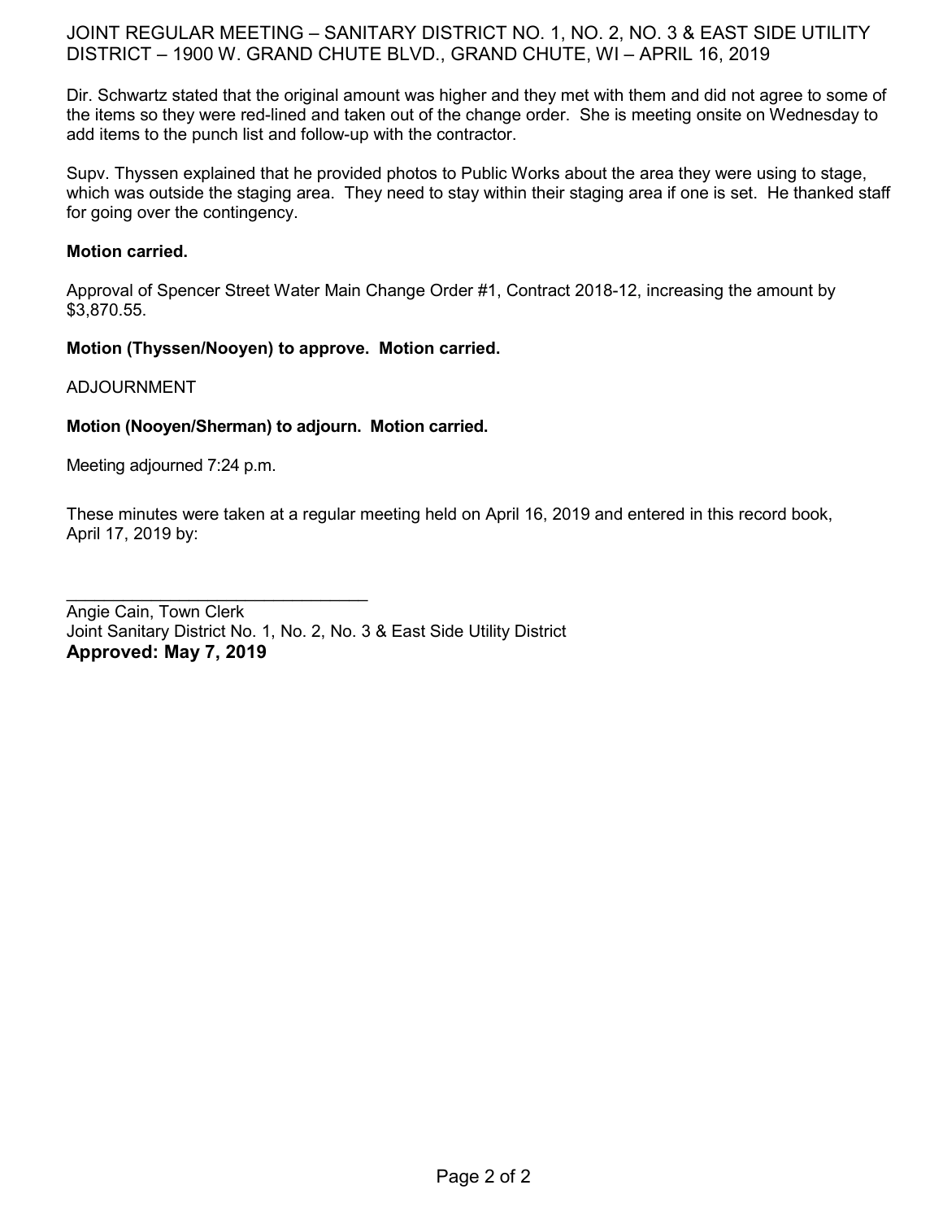Dir. Schwartz stated that the original amount was higher and they met with them and did not agree to some of the items so they were red-lined and taken out of the change order. She is meeting onsite on Wednesday to add items to the punch list and follow-up with the contractor.

Supv. Thyssen explained that he provided photos to Public Works about the area they were using to stage, which was outside the staging area. They need to stay within their staging area if one is set. He thanked staff for going over the contingency.

**Motion carried.**

Approval of Spencer Street Water Main Change Order #1, Contract 2018-12, increasing the amount by $3,870.55.

**Motion (Thyssen/Nooyen) to approve. Motion carried.**

ADJOURNMENT

**Motion (Nooyen/Sherman) to adjourn. Motion carried.**

Meeting adjourned 7:24 p.m.

These minutes were taken at a regular meeting held on April 16, 2019 and entered in this record book, April 17, 2019 by:

_______________________________

Angie Cain, Town Clerk
Joint Sanitary District No. 1, No. 2, No. 3 & East Side Utility District

**Approved: May 7, 2019**